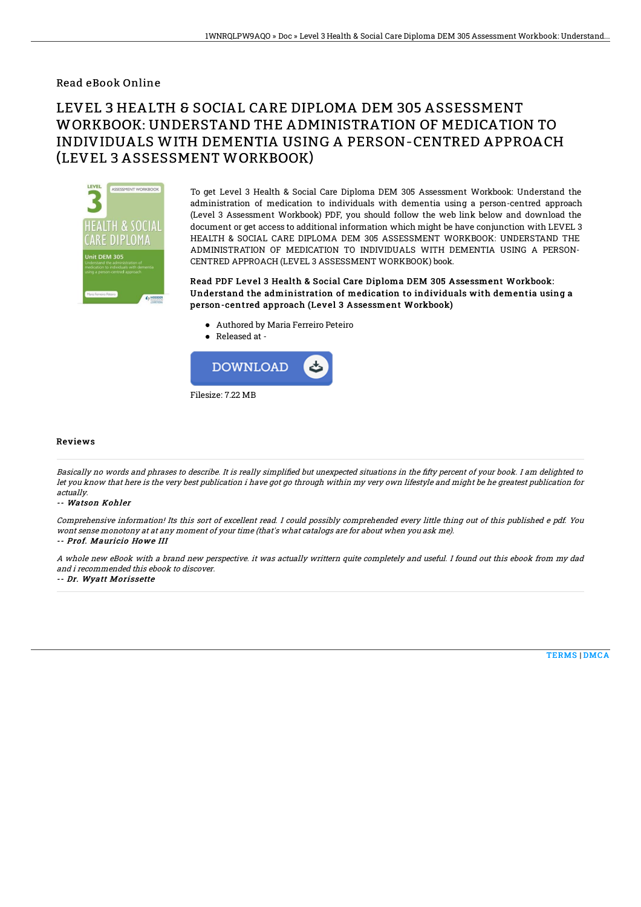Read eBook Online

# LEVEL 3 HEALTH & SOCIAL CARE DIPLOMA DEM 305 ASSESSMENT WORKBOOK: UNDERSTAND THE ADMINISTRATION OF MEDICATION TO INDIVIDUALS WITH DEMENTIA USING A PERSON-CENTRED APPROACH (LEVEL 3 ASSESSMENT WORKBOOK)

To get Level 3 Health & Social Care Diploma DEM 305 Assessment Workbook: Understand the administration of medication to individuals with dementia using a person-centred approach (Level 3 Assessment Workbook) PDF, you should follow the web link below and download the document or get access to additional information which might be have conjunction with LEVEL 3 HEALTH & SOCIAL CARE DIPLOMA DEM 305 ASSESSMENT WORKBOOK: UNDERSTAND THE ADMINISTRATION OF MEDICATION TO INDIVIDUALS WITH DEMENTIA USING A PERSON-CENTRED APPROACH (LEVEL 3 ASSESSMENT WORKBOOK) book.

**Read PDF Level 3 Health & Social Care Diploma DEM 305 Assessment Workbook: Understand the administration of medication to individuals with dementia using a person-centred approach (Level 3 Assessment Workbook)**

- Authored by Maria Ferreiro Peteiro
- Released at -

DOWNLOAD

Filesize: 7.22 MB

## Reviews

*Basically no words and phrases to describe. It is really simplified but unexpected situations in the fifty percent of your book. I am delighted to let you know that here is the very best publication i have got go through within my very own lifestyle and might be he greatest publication for actually.*

-- *Watson Kohler*

*Comprehensive information! Its this sort of excellent read. I could possibly comprehended every little thing out of this published e pdf. You wont sense monotony at at any moment of your time (that's what catalogs are for about when you ask me).*

-- *Prof. Mauricio Howe III*

*A whole new eBook with a brand new perspective. it was actually writtern quite completely and useful. I found out this ebook from my dad and i recommended this ebook to discover.*

-- *Dr. Wyatt Morissette*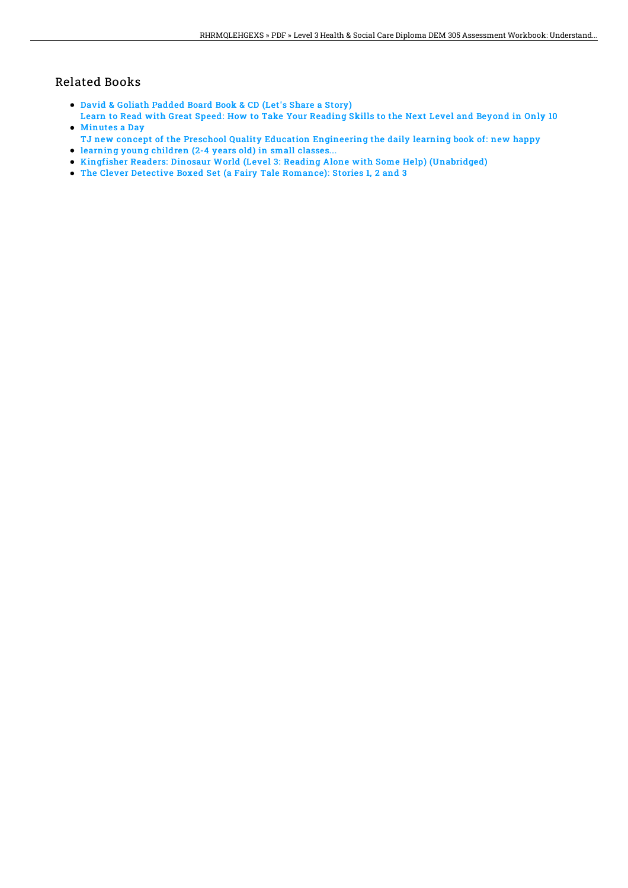## Related Books

- David & Goliath Padded Board Book & CD (Let's Share a Story)
- Learn to Read with Great Speed: How to Take Your Reading Skills to the Next Level and Beyond in Only 10 Minutes a Day
- TJ new concept of the Preschool Quality Education Engineering the daily learning book of: new happy learning young children (2-4 years old) in small classes...
- Kingfisher Readers: Dinosaur World (Level 3: Reading Alone with Some Help) (Unabridged)
- The Clever Detective Boxed Set (a Fairy Tale Romance): Stories 1, 2 and 3